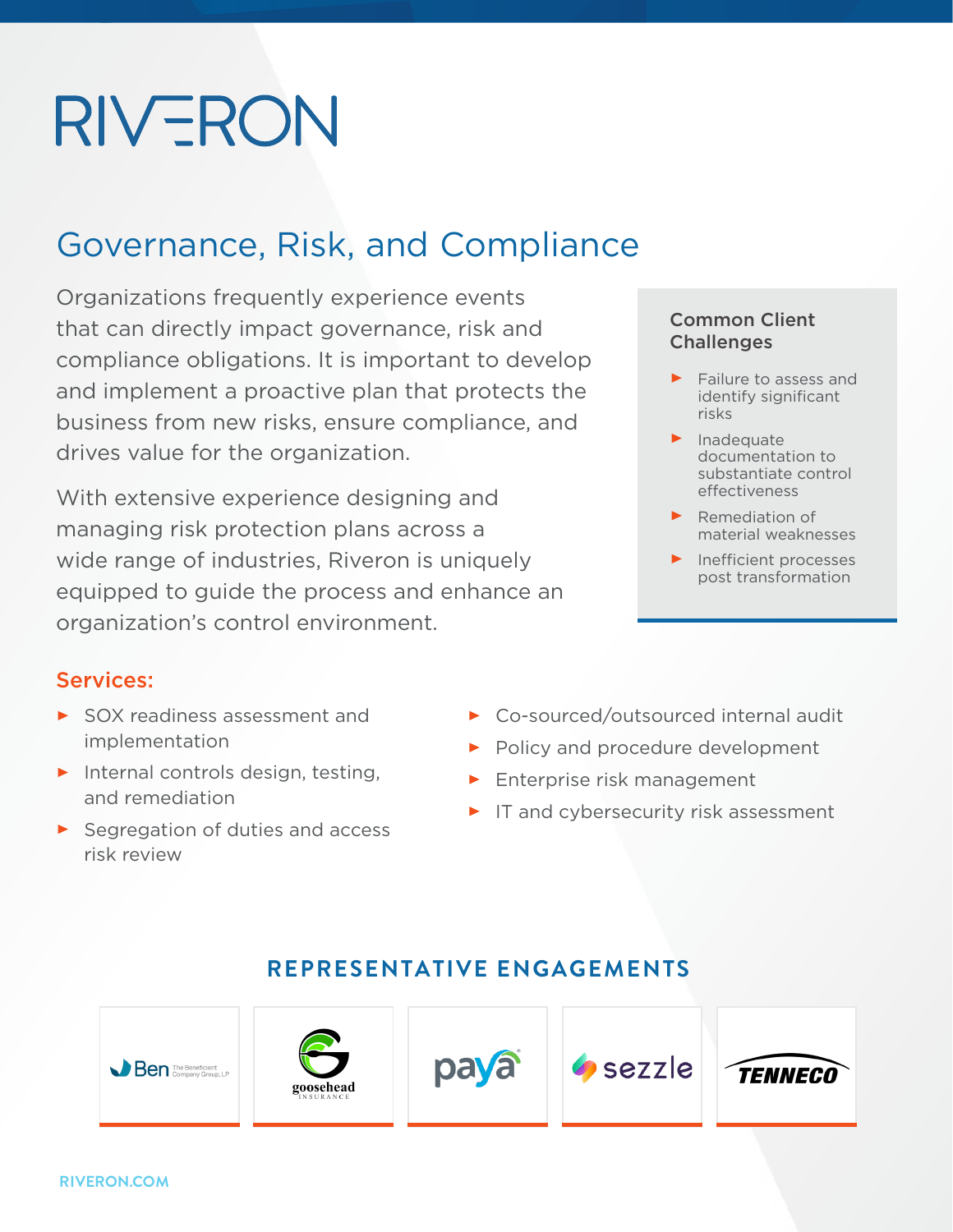# RIVERON

## Governance, Risk, and Compliance

Organizations frequently experience events that can directly impact governance, risk and compliance obligations. It is important to develop and implement a proactive plan that protects the business from new risks, ensure compliance, and drives value for the organization.

With extensive experience designing and managing risk protection plans across a wide range of industries, Riveron is uniquely equipped to guide the process and enhance an organization's control environment.

### Common Client Challenges

- Failure to assess and identify significant risks
- Inadequate documentation to substantiate control effectiveness
- Remediation of material weaknesses
- Inefficient processes post transformation

### Services:

- SOX readiness assessment and implementation
- Internal controls design, testing, and remediation
- Segregation of duties and access risk review
- Co-sourced/outsourced internal audit
- Policy and procedure development
- Enterprise risk management
- IT and cybersecurity risk assessment

### REPRESENTATIVE ENGAGEMENTS

Ben The Beneficient Company Group, LP | goosehead INSURANCE | paya | sezzle | TENNECO

RIVERON.COM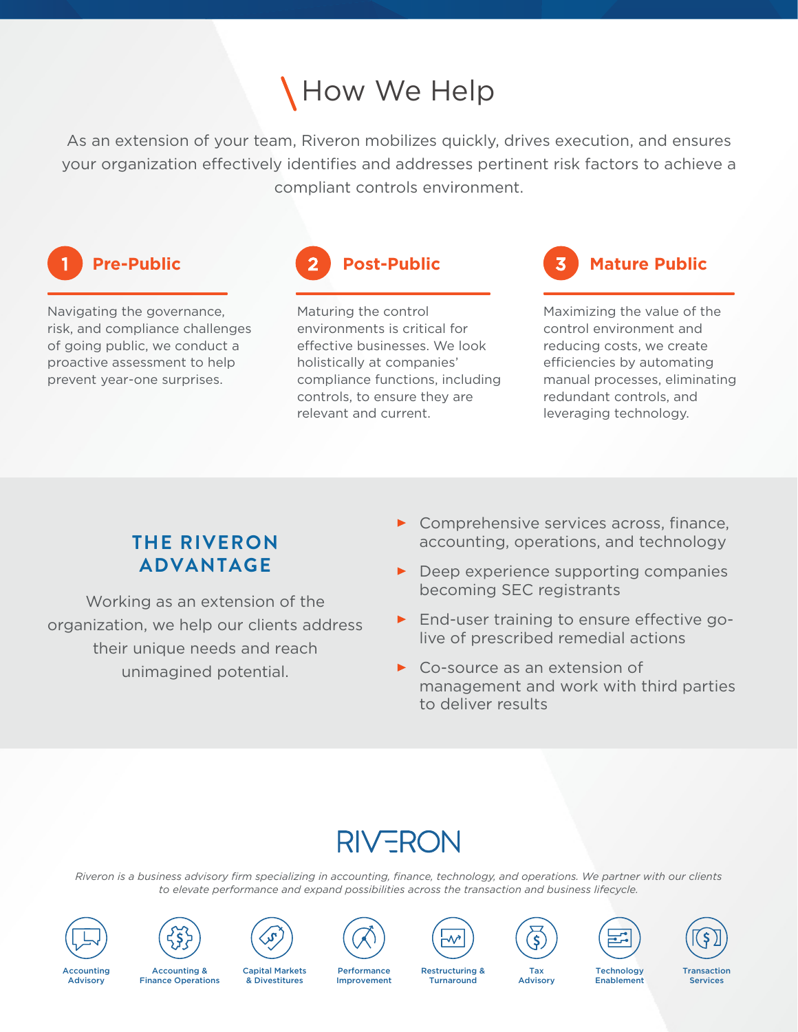# How We Help

As an extension of your team, Riveron mobilizes quickly, drives execution, and ensures your organization effectively identifies and addresses pertinent risk factors to achieve a compliant controls environment.

## 1 Pre-Public

Navigating the governance, risk, and compliance challenges of going public, we conduct a proactive assessment to help prevent year-one surprises.

## 2 Post-Public

Maturing the control environments is critical for effective businesses. We look holistically at companies' compliance functions, including controls, to ensure they are relevant and current.

## 3 Mature Public

Maximizing the value of the control environment and reducing costs, we create efficiencies by automating manual processes, eliminating redundant controls, and leveraging technology.

## THE RIVERON ADVANTAGE

Working as an extension of the organization, we help our clients address their unique needs and reach unimagined potential.

- Comprehensive services across, finance, accounting, operations, and technology
- Deep experience supporting companies becoming SEC registrants
- End-user training to ensure effective go-live of prescribed remedial actions
- Co-source as an extension of management and work with third parties to deliver results

RIVERON

*Riveron is a business advisory firm specializing in accounting, finance, technology, and operations. We partner with our clients to elevate performance and expand possibilities across the transaction and business lifecycle.*

Accounting Advisory
Accounting & Finance Operations
Capital Markets & Divestitures
Performance Improvement
Restructuring & Turnaround
Tax Advisory
Technology Enablement
Transaction Services